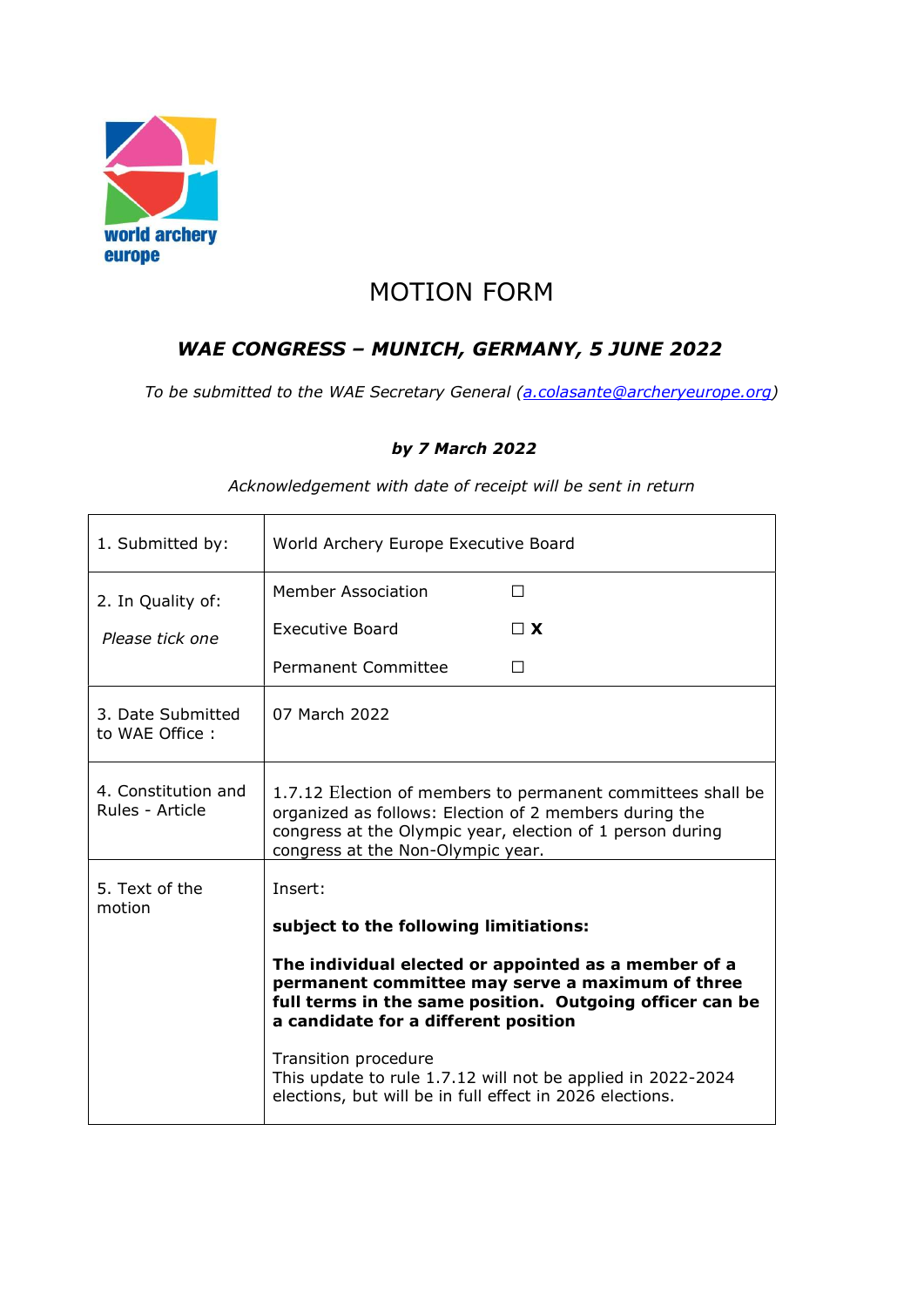world archery
europe

# MOTION FORM

## *WAE CONGRESS – MUNICH, GERMANY, 5 JUNE 2022*

*To be submitted to the WAE Secretary General ([a.colasante@archeryeurope.org](mailto:a.colasante@archeryeurope.org))*

***by 7 March 2022***

*Acknowledgement with date of receipt will be sent in return*

| | |
|---|---|
| 1. Submitted by: | World Archery Europe Executive Board |
| 2. In Quality of:<br>*Please tick one* | Member Association ☐<br>Executive Board ☐ **X**<br>Permanent Committee ☐ |
| 3. Date Submitted to WAE Office : | 07 March 2022 |
| 4. Constitution and Rules - Article | 1.7.12 Election of members to permanent committees shall be organized as follows: Election of 2 members during the congress at the Olympic year, election of 1 person during congress at the Non-Olympic year. |
| 5. Text of the motion | Insert:<br>**subject to the following limitiations:**<br>**The individual elected or appointed as a member of a permanent committee may serve a maximum of three full terms in the same position. Outgoing officer can be a candidate for a different position**<br>Transition procedure<br>This update to rule 1.7.12 will not be applied in 2022-2024 elections, but will be in full effect in 2026 elections. |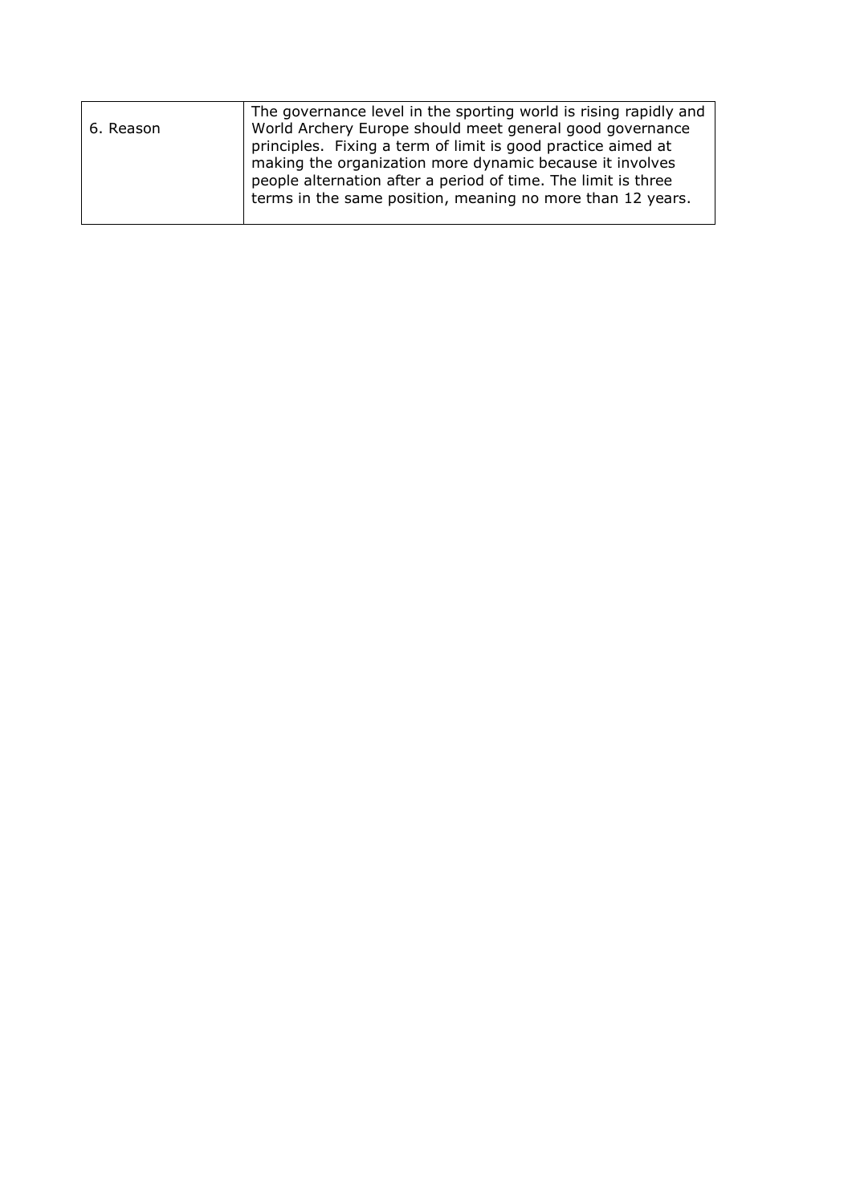| | |
|---|---|
| 6. Reason | The governance level in the sporting world is rising rapidly and World Archery Europe should meet general good governance principles. Fixing a term of limit is good practice aimed at making the organization more dynamic because it involves people alternation after a period of time. The limit is three terms in the same position, meaning no more than 12 years. |